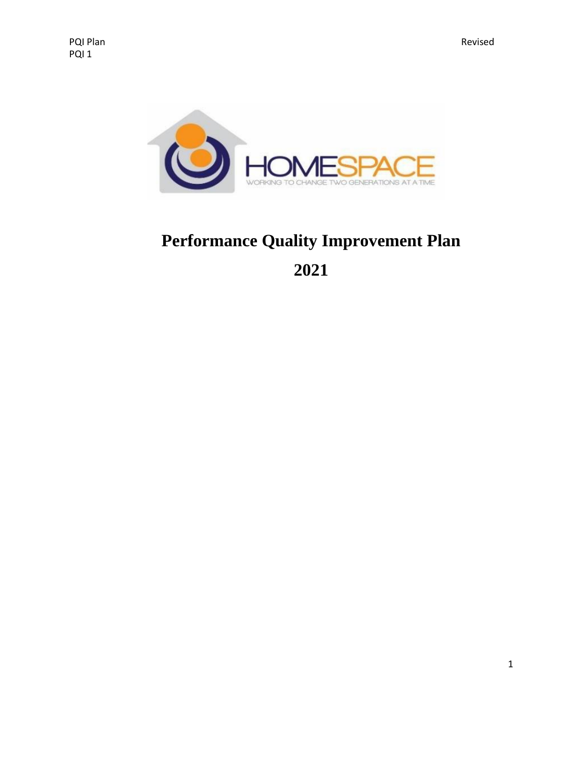# Performance Quality Improvement Plan

# 2021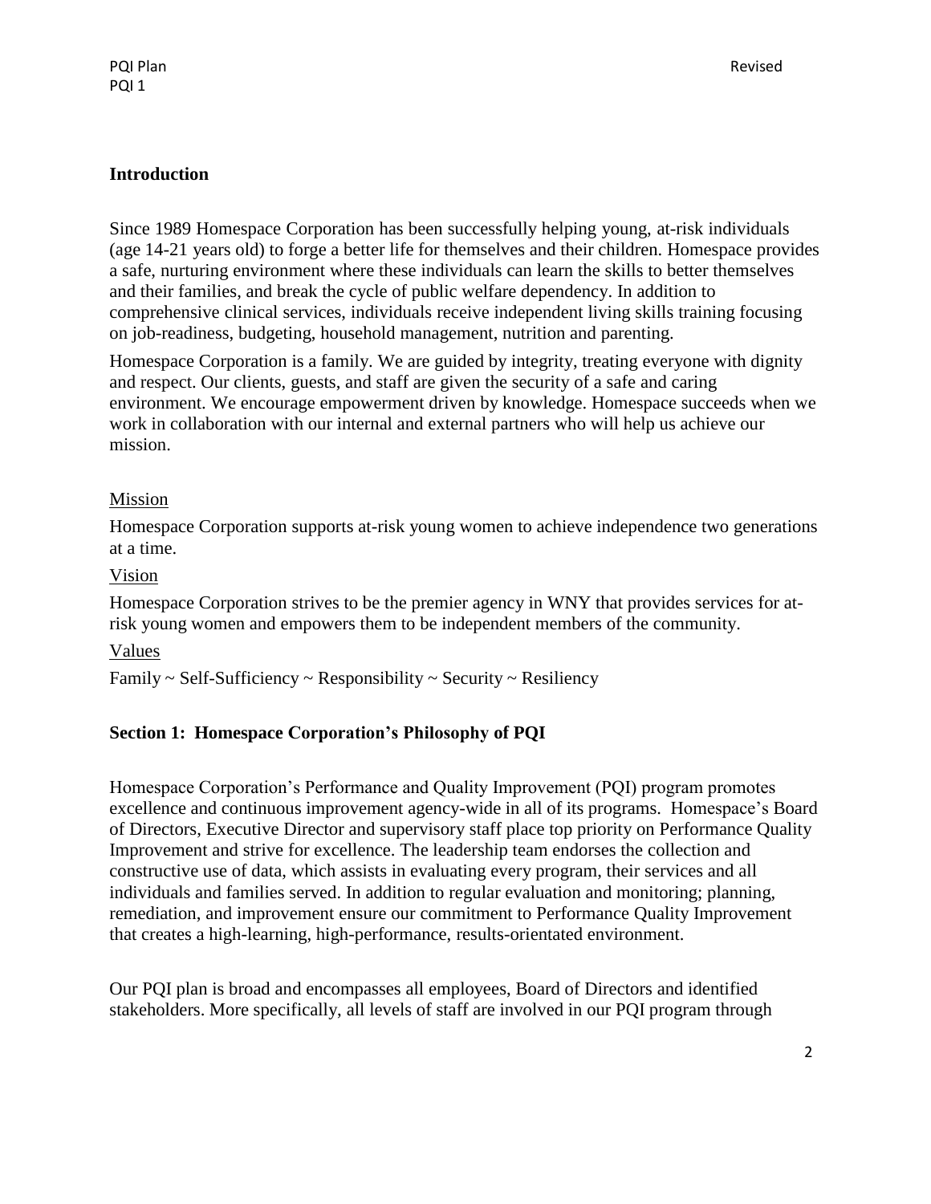## Introduction

Since 1989 Homespace Corporation has been successfully helping young, at-risk individuals (age 14-21 years old) to forge a better life for themselves and their children. Homespace provides a safe, nurturing environment where these individuals can learn the skills to better themselves and their families, and break the cycle of public welfare dependency. In addition to comprehensive clinical services, individuals receive independent living skills training focusing on job-readiness, budgeting, household management, nutrition and parenting.

Homespace Corporation is a family. We are guided by integrity, treating everyone with dignity and respect. Our clients, guests, and staff are given the security of a safe and caring environment. We encourage empowerment driven by knowledge. Homespace succeeds when we work in collaboration with our internal and external partners who will help us achieve our mission.

### Mission

Homespace Corporation supports at-risk young women to achieve independence two generations at a time.

### Vision

Homespace Corporation strives to be the premier agency in WNY that provides services for at-risk young women and empowers them to be independent members of the community.

### Values

Family ~ Self-Sufficiency ~ Responsibility ~ Security ~ Resiliency

## Section 1: Homespace Corporation's Philosophy of PQI

Homespace Corporation's Performance and Quality Improvement (PQI) program promotes excellence and continuous improvement agency-wide in all of its programs. Homespace's Board of Directors, Executive Director and supervisory staff place top priority on Performance Quality Improvement and strive for excellence. The leadership team endorses the collection and constructive use of data, which assists in evaluating every program, their services and all individuals and families served. In addition to regular evaluation and monitoring; planning, remediation, and improvement ensure our commitment to Performance Quality Improvement that creates a high-learning, high-performance, results-orientated environment.

Our PQI plan is broad and encompasses all employees, Board of Directors and identified stakeholders. More specifically, all levels of staff are involved in our PQI program through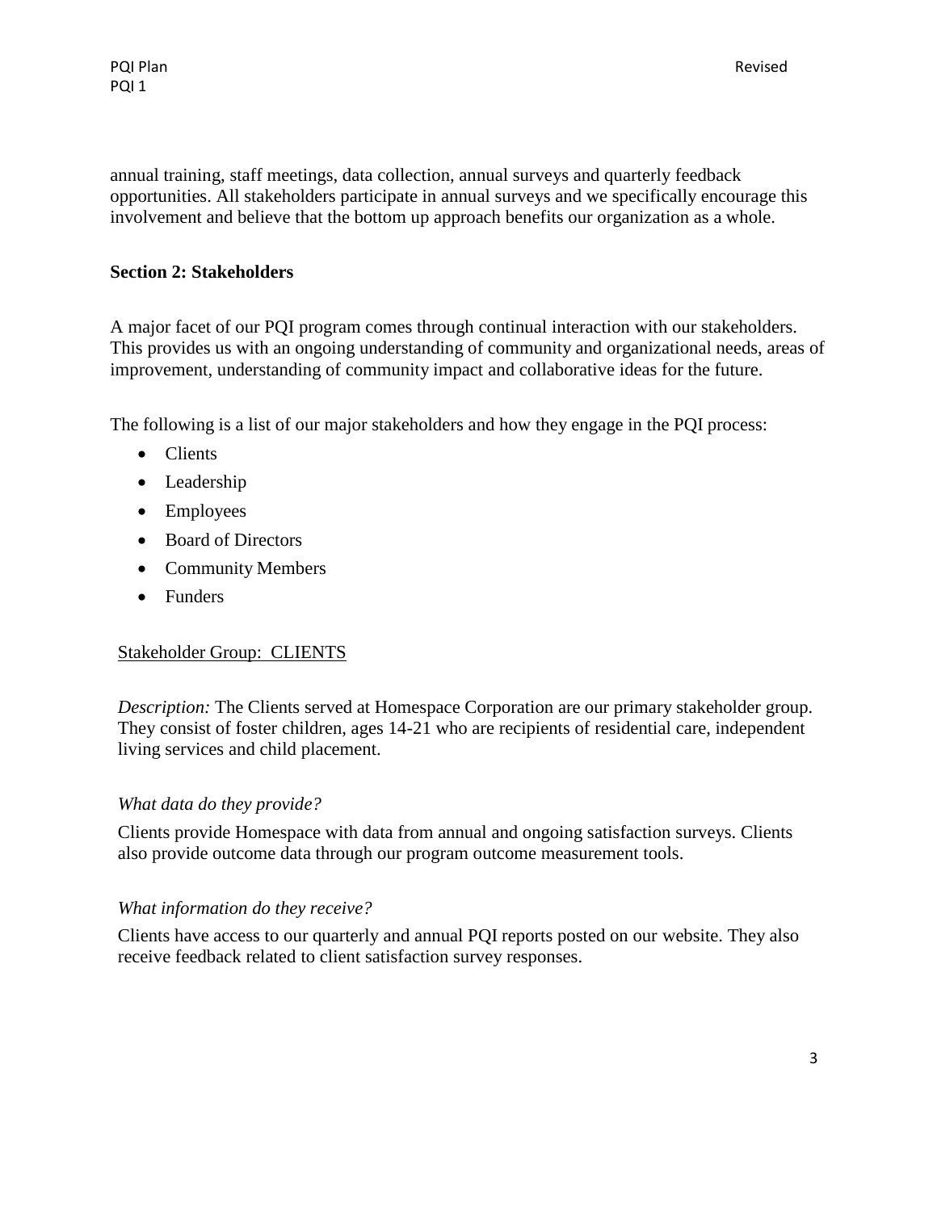annual training, staff meetings, data collection, annual surveys and quarterly feedback opportunities. All stakeholders participate in annual surveys and we specifically encourage this involvement and believe that the bottom up approach benefits our organization as a whole.

## Section 2: Stakeholders

A major facet of our PQI program comes through continual interaction with our stakeholders. This provides us with an ongoing understanding of community and organizational needs, areas of improvement, understanding of community impact and collaborative ideas for the future.

The following is a list of our major stakeholders and how they engage in the PQI process:

- Clients
- Leadership
- Employees
- Board of Directors
- Community Members
- Funders

### Stakeholder Group: CLIENTS

*Description:* The Clients served at Homespace Corporation are our primary stakeholder group. They consist of foster children, ages 14-21 who are recipients of residential care, independent living services and child placement.

*What data do they provide?*

Clients provide Homespace with data from annual and ongoing satisfaction surveys. Clients also provide outcome data through our program outcome measurement tools.

*What information do they receive?*

Clients have access to our quarterly and annual PQI reports posted on our website. They also receive feedback related to client satisfaction survey responses.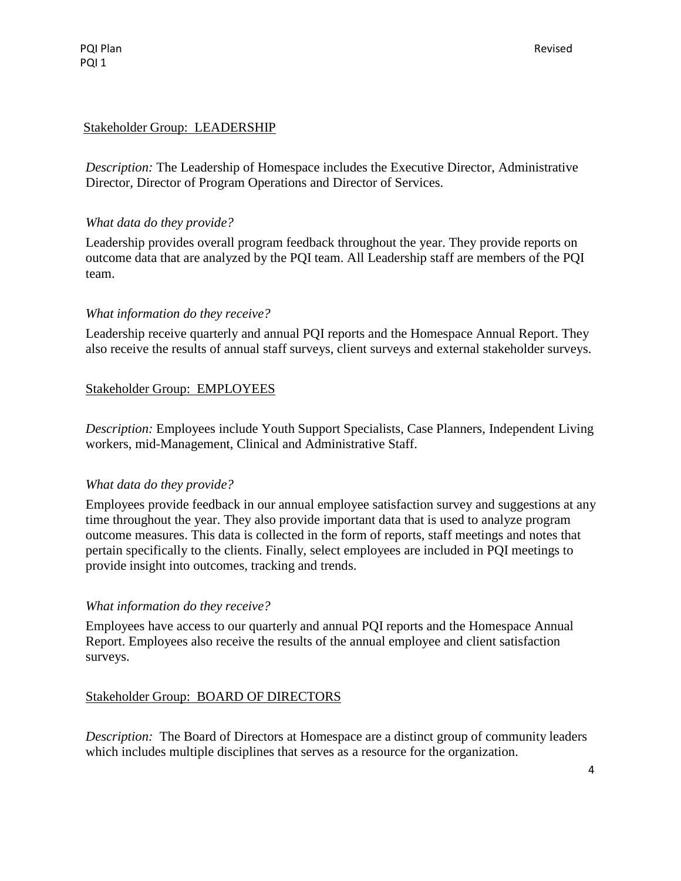Stakeholder Group:  LEADERSHIP

*Description:* The Leadership of Homespace includes the Executive Director, Administrative Director, Director of Program Operations and Director of Services.

*What data do they provide?*

Leadership provides overall program feedback throughout the year. They provide reports on outcome data that are analyzed by the PQI team. All Leadership staff are members of the PQI team.

*What information do they receive?*

Leadership receive quarterly and annual PQI reports and the Homespace Annual Report. They also receive the results of annual staff surveys, client surveys and external stakeholder surveys.

Stakeholder Group:  EMPLOYEES

*Description:* Employees include Youth Support Specialists, Case Planners, Independent Living workers, mid-Management, Clinical and Administrative Staff.

*What data do they provide?*

Employees provide feedback in our annual employee satisfaction survey and suggestions at any time throughout the year. They also provide important data that is used to analyze program outcome measures. This data is collected in the form of reports, staff meetings and notes that pertain specifically to the clients. Finally, select employees are included in PQI meetings to provide insight into outcomes, tracking and trends.

*What information do they receive?*

Employees have access to our quarterly and annual PQI reports and the Homespace Annual Report. Employees also receive the results of the annual employee and client satisfaction surveys.

Stakeholder Group:  BOARD OF DIRECTORS

*Description:* The Board of Directors at Homespace are a distinct group of community leaders which includes multiple disciplines that serves as a resource for the organization.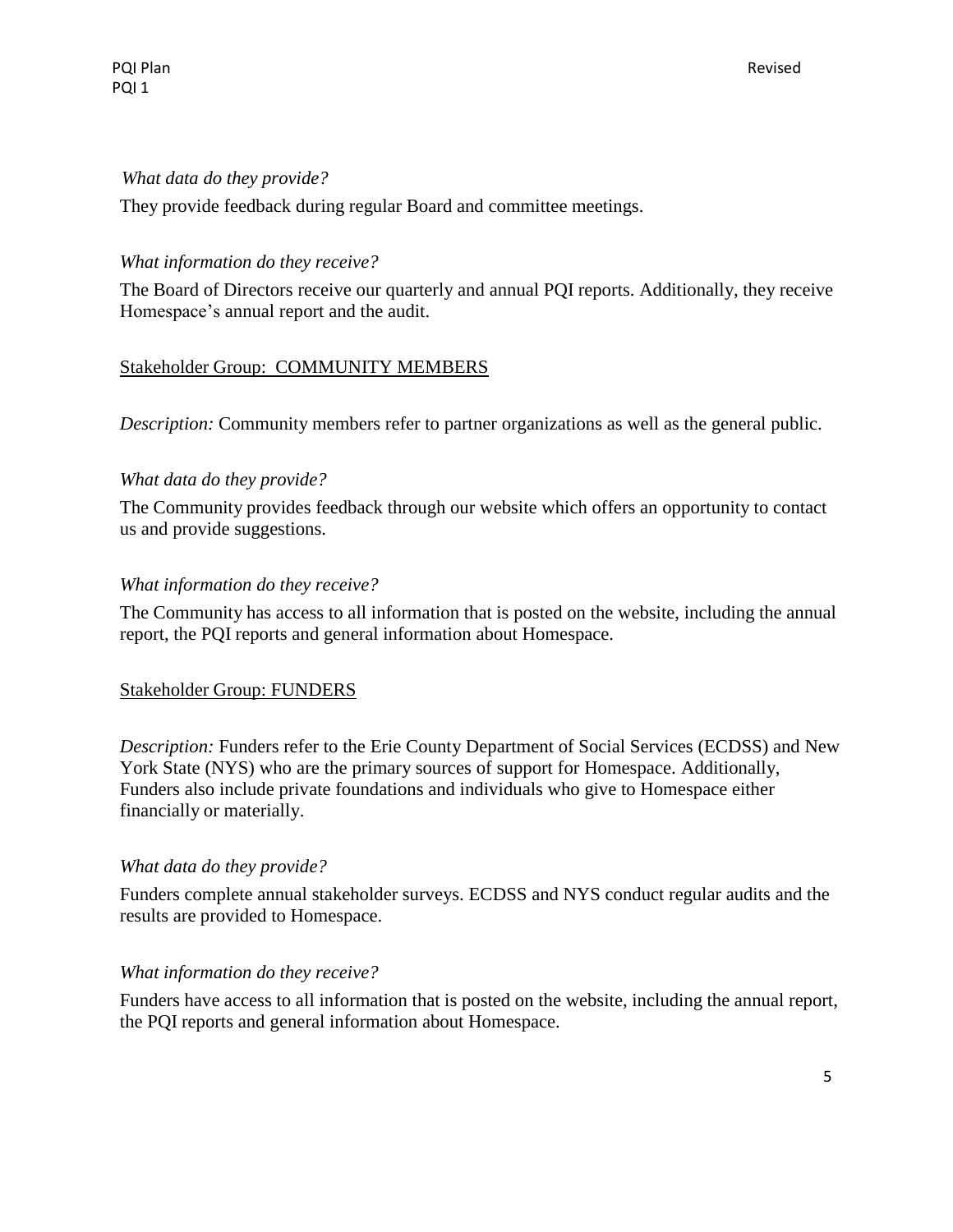*What data do they provide?*

They provide feedback during regular Board and committee meetings.

*What information do they receive?*

The Board of Directors receive our quarterly and annual PQI reports. Additionally, they receive Homespace's annual report and the audit.

<u>Stakeholder Group: COMMUNITY MEMBERS</u>

*Description:* Community members refer to partner organizations as well as the general public.

*What data do they provide?*

The Community provides feedback through our website which offers an opportunity to contact us and provide suggestions.

*What information do they receive?*

The Community has access to all information that is posted on the website, including the annual report, the PQI reports and general information about Homespace.

<u>Stakeholder Group: FUNDERS</u>

*Description:* Funders refer to the Erie County Department of Social Services (ECDSS) and New York State (NYS) who are the primary sources of support for Homespace. Additionally, Funders also include private foundations and individuals who give to Homespace either financially or materially.

*What data do they provide?*

Funders complete annual stakeholder surveys. ECDSS and NYS conduct regular audits and the results are provided to Homespace.

*What information do they receive?*

Funders have access to all information that is posted on the website, including the annual report, the PQI reports and general information about Homespace.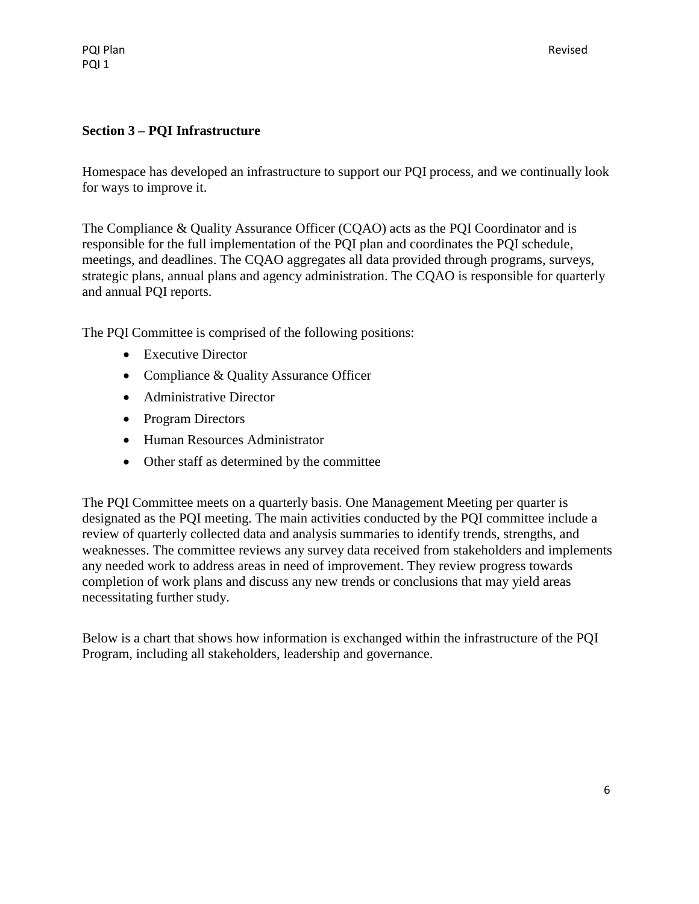### Section 3 – PQI Infrastructure

Homespace has developed an infrastructure to support our PQI process, and we continually look for ways to improve it.

The Compliance & Quality Assurance Officer (CQAO) acts as the PQI Coordinator and is responsible for the full implementation of the PQI plan and coordinates the PQI schedule, meetings, and deadlines. The CQAO aggregates all data provided through programs, surveys, strategic plans, annual plans and agency administration. The CQAO is responsible for quarterly and annual PQI reports.

The PQI Committee is comprised of the following positions:

- Executive Director
- Compliance & Quality Assurance Officer
- Administrative Director
- Program Directors
- Human Resources Administrator
- Other staff as determined by the committee

The PQI Committee meets on a quarterly basis. One Management Meeting per quarter is designated as the PQI meeting. The main activities conducted by the PQI committee include a review of quarterly collected data and analysis summaries to identify trends, strengths, and weaknesses. The committee reviews any survey data received from stakeholders and implements any needed work to address areas in need of improvement. They review progress towards completion of work plans and discuss any new trends or conclusions that may yield areas necessitating further study.

Below is a chart that shows how information is exchanged within the infrastructure of the PQI Program, including all stakeholders, leadership and governance.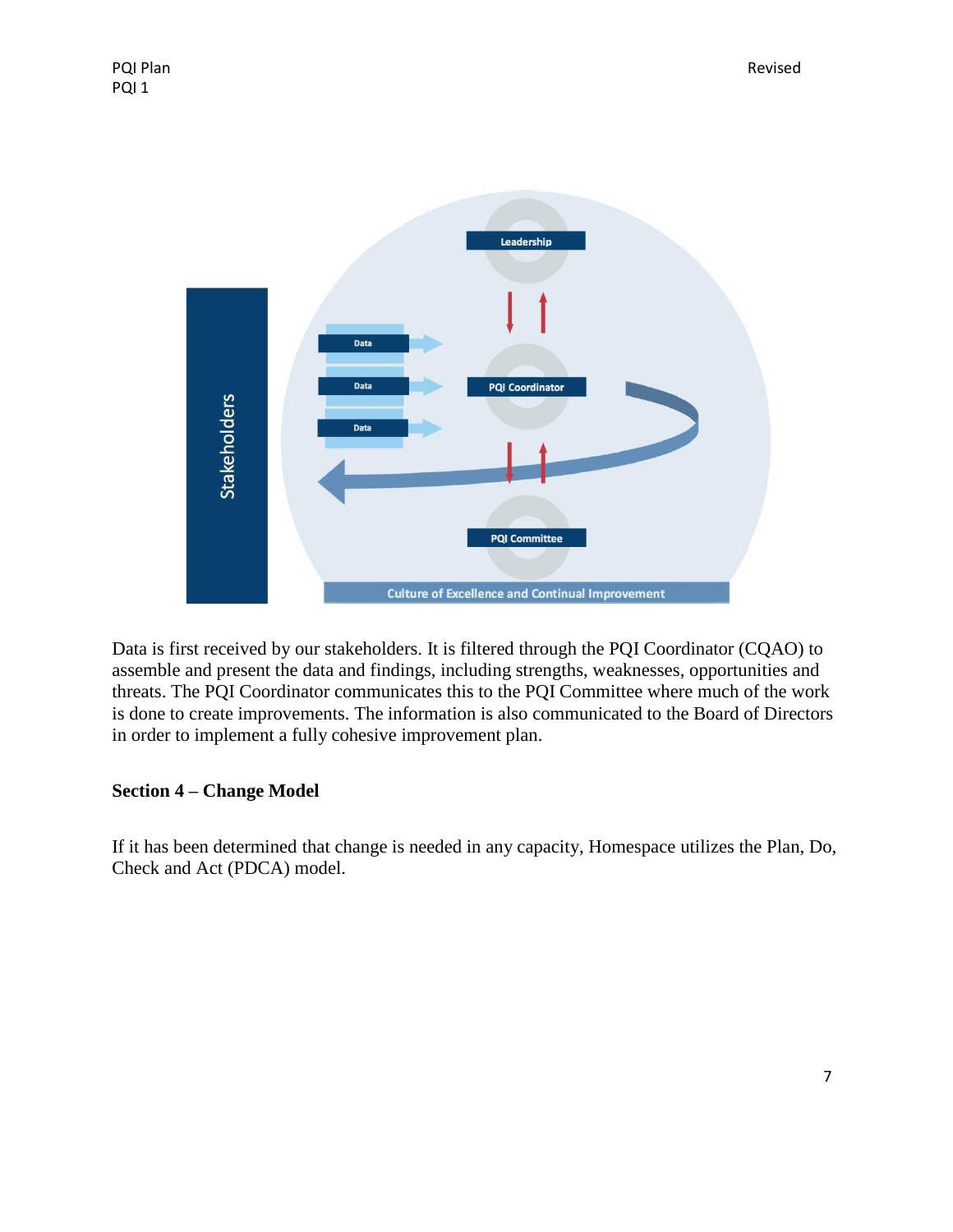Data is first received by our stakeholders. It is filtered through the PQI Coordinator (CQAO) to assemble and present the data and findings, including strengths, weaknesses, opportunities and threats. The PQI Coordinator communicates this to the PQI Committee where much of the work is done to create improvements. The information is also communicated to the Board of Directors in order to implement a fully cohesive improvement plan.

## Section 4 – Change Model

If it has been determined that change is needed in any capacity, Homespace utilizes the Plan, Do, Check and Act (PDCA) model.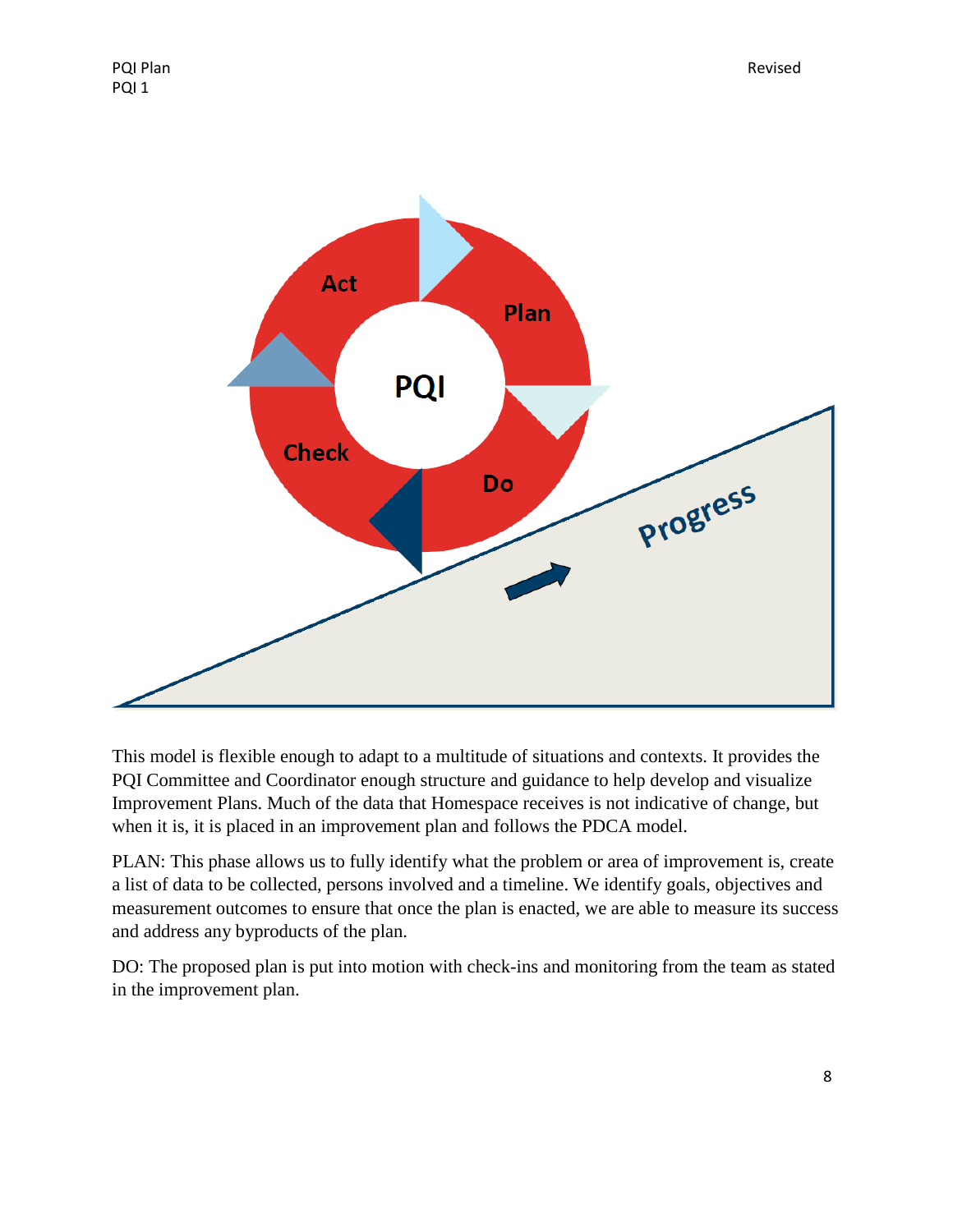This model is flexible enough to adapt to a multitude of situations and contexts. It provides the PQI Committee and Coordinator enough structure and guidance to help develop and visualize Improvement Plans. Much of the data that Homespace receives is not indicative of change, but when it is, it is placed in an improvement plan and follows the PDCA model.

PLAN: This phase allows us to fully identify what the problem or area of improvement is, create a list of data to be collected, persons involved and a timeline. We identify goals, objectives and measurement outcomes to ensure that once the plan is enacted, we are able to measure its success and address any byproducts of the plan.

DO: The proposed plan is put into motion with check-ins and monitoring from the team as stated in the improvement plan.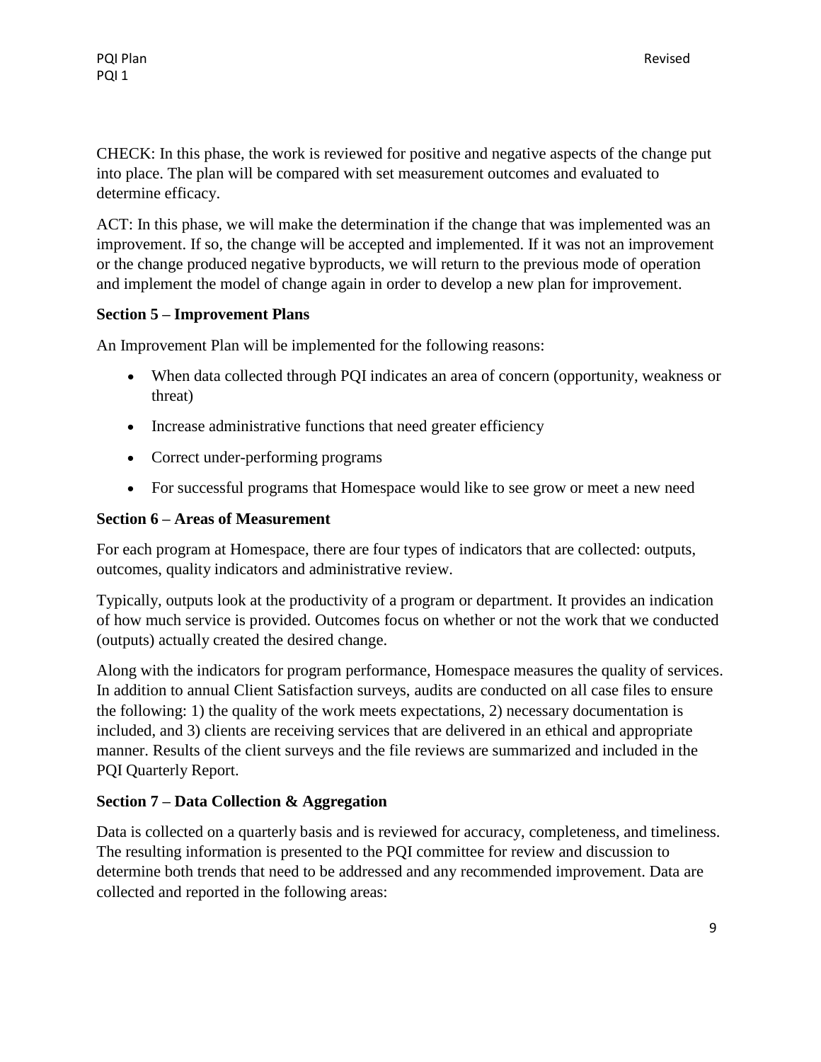CHECK: In this phase, the work is reviewed for positive and negative aspects of the change put into place. The plan will be compared with set measurement outcomes and evaluated to determine efficacy.

ACT: In this phase, we will make the determination if the change that was implemented was an improvement. If so, the change will be accepted and implemented. If it was not an improvement or the change produced negative byproducts, we will return to the previous mode of operation and implement the model of change again in order to develop a new plan for improvement.

### Section 5 – Improvement Plans

An Improvement Plan will be implemented for the following reasons:

- When data collected through PQI indicates an area of concern (opportunity, weakness or threat)
- Increase administrative functions that need greater efficiency
- Correct under-performing programs
- For successful programs that Homespace would like to see grow or meet a new need

### Section 6 – Areas of Measurement

For each program at Homespace, there are four types of indicators that are collected: outputs, outcomes, quality indicators and administrative review.

Typically, outputs look at the productivity of a program or department. It provides an indication of how much service is provided. Outcomes focus on whether or not the work that we conducted (outputs) actually created the desired change.

Along with the indicators for program performance, Homespace measures the quality of services. In addition to annual Client Satisfaction surveys, audits are conducted on all case files to ensure the following: 1) the quality of the work meets expectations, 2) necessary documentation is included, and 3) clients are receiving services that are delivered in an ethical and appropriate manner. Results of the client surveys and the file reviews are summarized and included in the PQI Quarterly Report.

### Section 7 – Data Collection & Aggregation

Data is collected on a quarterly basis and is reviewed for accuracy, completeness, and timeliness. The resulting information is presented to the PQI committee for review and discussion to determine both trends that need to be addressed and any recommended improvement. Data are collected and reported in the following areas: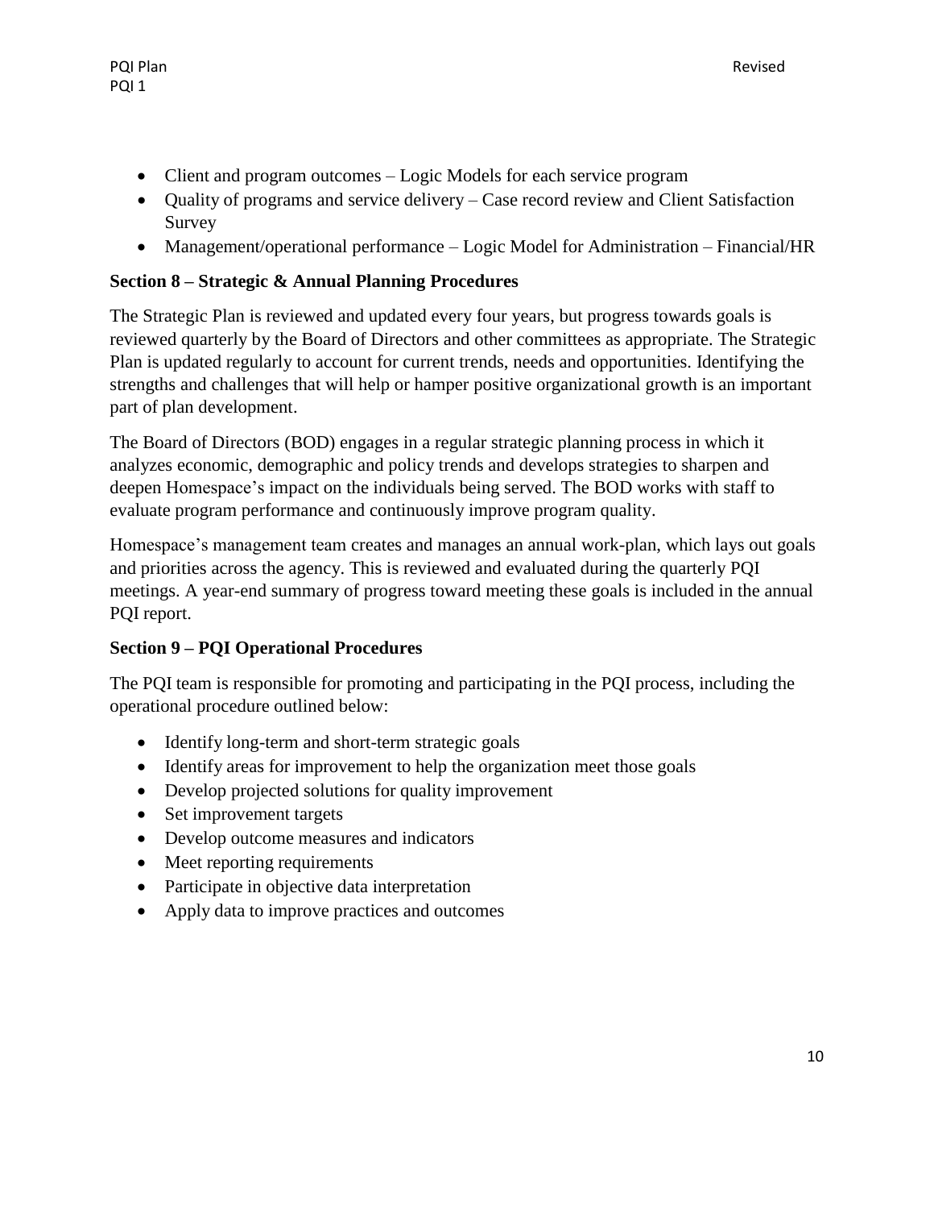- Client and program outcomes – Logic Models for each service program
- Quality of programs and service delivery – Case record review and Client Satisfaction Survey
- Management/operational performance – Logic Model for Administration – Financial/HR

**Section 8 – Strategic & Annual Planning Procedures**

The Strategic Plan is reviewed and updated every four years, but progress towards goals is reviewed quarterly by the Board of Directors and other committees as appropriate. The Strategic Plan is updated regularly to account for current trends, needs and opportunities. Identifying the strengths and challenges that will help or hamper positive organizational growth is an important part of plan development.

The Board of Directors (BOD) engages in a regular strategic planning process in which it analyzes economic, demographic and policy trends and develops strategies to sharpen and deepen Homespace's impact on the individuals being served. The BOD works with staff to evaluate program performance and continuously improve program quality.

Homespace's management team creates and manages an annual work-plan, which lays out goals and priorities across the agency. This is reviewed and evaluated during the quarterly PQI meetings. A year-end summary of progress toward meeting these goals is included in the annual PQI report.

**Section 9 – PQI Operational Procedures**

The PQI team is responsible for promoting and participating in the PQI process, including the operational procedure outlined below:

- Identify long-term and short-term strategic goals
- Identify areas for improvement to help the organization meet those goals
- Develop projected solutions for quality improvement
- Set improvement targets
- Develop outcome measures and indicators
- Meet reporting requirements
- Participate in objective data interpretation
- Apply data to improve practices and outcomes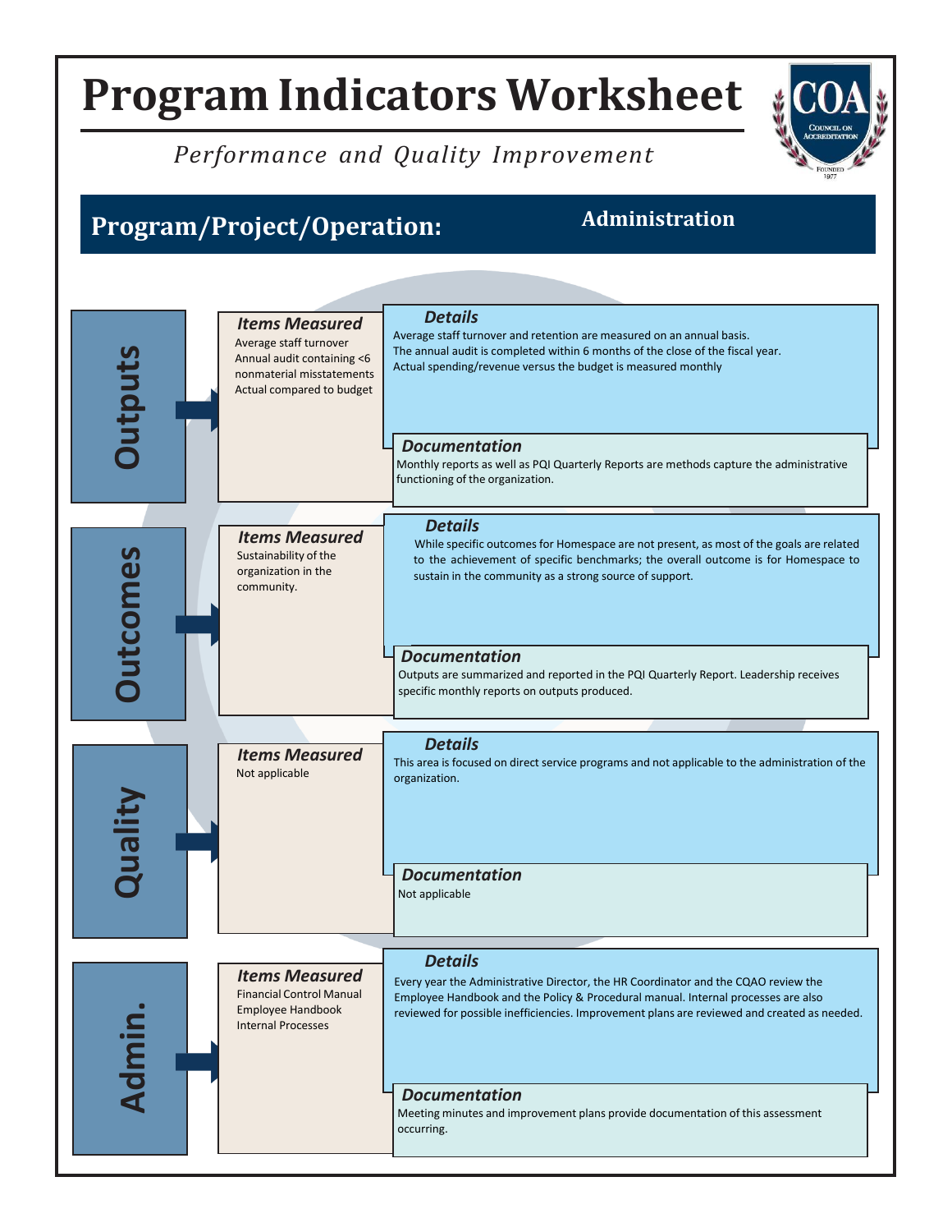# Program Indicators Worksheet

*Performance and Quality Improvement*

## Program/Project/Operation: Administration

## Outputs

***Items Measured***

Average staff turnover
Annual audit containing <6 nonmaterial misstatements
Actual compared to budget

***Details***

Average staff turnover and retention are measured on an annual basis.
The annual audit is completed within 6 months of the close of the fiscal year.
Actual spending/revenue versus the budget is measured monthly

***Documentation***

Monthly reports as well as PQI Quarterly Reports are methods capture the administrative functioning of the organization.

## Outcomes

***Items Measured***

Sustainability of the organization in the community.

***Details***

While specific outcomes for Homespace are not present, as most of the goals are related to the achievement of specific benchmarks; the overall outcome is for Homespace to sustain in the community as a strong source of support.

***Documentation***

Outputs are summarized and reported in the PQI Quarterly Report. Leadership receives specific monthly reports on outputs produced.

## Quality

***Items Measured***

Not applicable

***Details***

This area is focused on direct service programs and not applicable to the administration of the organization.

***Documentation***

Not applicable

## Admin.

***Items Measured***

Financial Control Manual
Employee Handbook
Internal Processes

***Details***

Every year the Administrative Director, the HR Coordinator and the CQAO review the Employee Handbook and the Policy & Procedural manual. Internal processes are also reviewed for possible inefficiencies. Improvement plans are reviewed and created as needed.

***Documentation***

Meeting minutes and improvement plans provide documentation of this assessment occurring.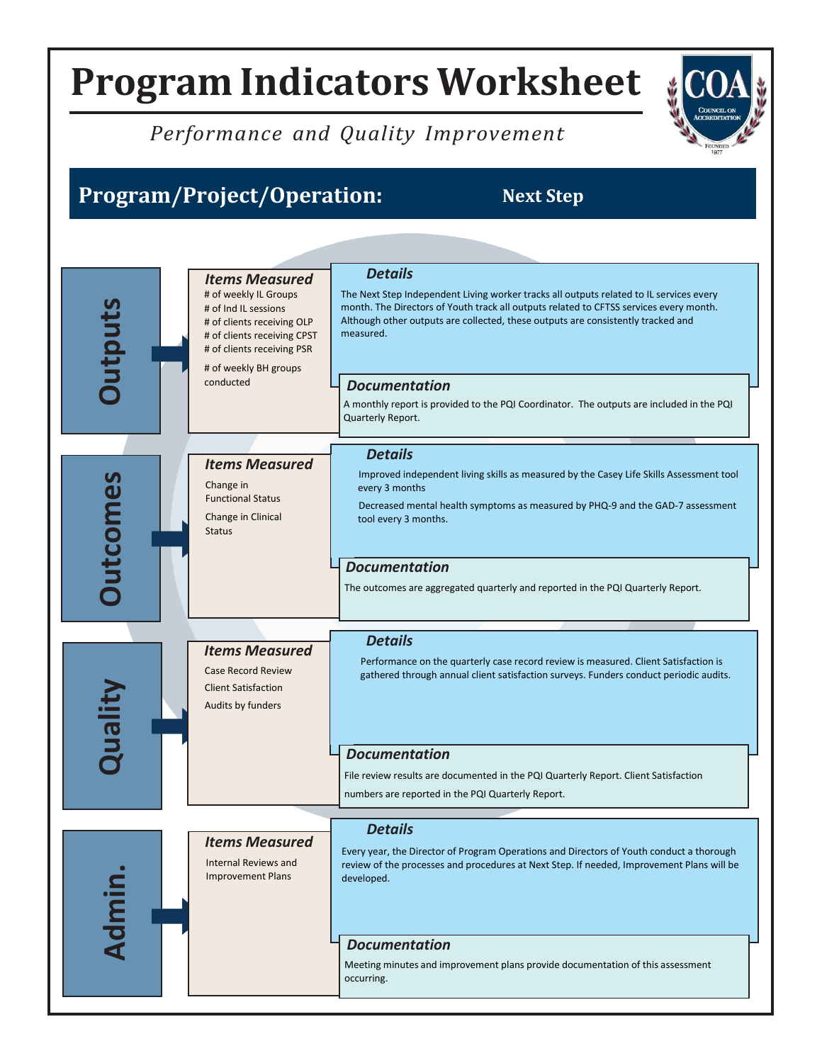# Program Indicators Worksheet

*Performance and Quality Improvement*

## Program/Project/Operation: Next Step

### Outputs

***Items Measured***

- # of weekly IL Groups
- # of Ind IL sessions
- # of clients receiving OLP
- # of clients receiving CPST
- # of clients receiving PSR
- # of weekly BH groups conducted

***Details***

The Next Step Independent Living worker tracks all outputs related to IL services every month. The Directors of Youth track all outputs related to CFTSS services every month. Although other outputs are collected, these outputs are consistently tracked and measured.

***Documentation***

A monthly report is provided to the PQI Coordinator. The outputs are included in the PQI Quarterly Report.

### Outcomes

***Items Measured***

- Change in Functional Status
- Change in Clinical Status

***Details***

Improved independent living skills as measured by the Casey Life Skills Assessment tool every 3 months

Decreased mental health symptoms as measured by PHQ-9 and the GAD-7 assessment tool every 3 months.

***Documentation***

The outcomes are aggregated quarterly and reported in the PQI Quarterly Report.

### Quality

***Items Measured***

- Case Record Review
- Client Satisfaction
- Audits by funders

***Details***

Performance on the quarterly case record review is measured. Client Satisfaction is gathered through annual client satisfaction surveys. Funders conduct periodic audits.

***Documentation***

File review results are documented in the PQI Quarterly Report. Client Satisfaction numbers are reported in the PQI Quarterly Report.

### Admin.

***Items Measured***

- Internal Reviews and Improvement Plans

***Details***

Every year, the Director of Program Operations and Directors of Youth conduct a thorough review of the processes and procedures at Next Step. If needed, Improvement Plans will be developed.

***Documentation***

Meeting minutes and improvement plans provide documentation of this assessment occurring.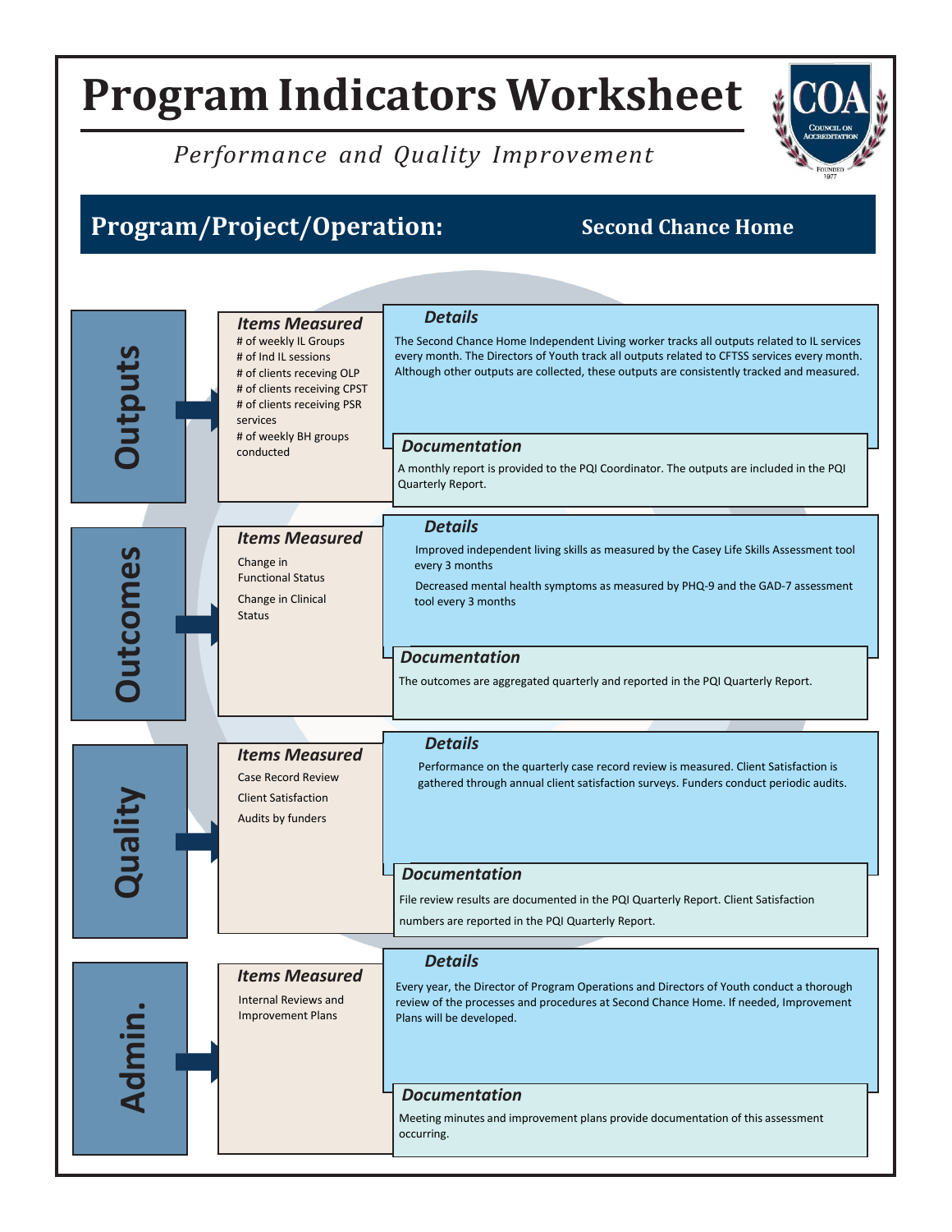# Program Indicators Worksheet

*Performance and Quality Improvement*

## Program/Project/Operation: Second Chance Home

## Outputs

### *Items Measured*

- # of weekly IL Groups
- # of Ind IL sessions
- # of clients receving OLP
- # of clients receiving CPST
- # of clients receiving PSR services
- # of weekly BH groups conducted

### *Details*

The Second Chance Home Independent Living worker tracks all outputs related to IL services every month. The Directors of Youth track all outputs related to CFTSS services every month. Although other outputs are collected, these outputs are consistently tracked and measured.

### *Documentation*

A monthly report is provided to the PQI Coordinator. The outputs are included in the PQI Quarterly Report.

## Outcomes

### *Items Measured*

- Change in Functional Status
- Change in Clinical Status

### *Details*

Improved independent living skills as measured by the Casey Life Skills Assessment tool every 3 months

Decreased mental health symptoms as measured by PHQ-9 and the GAD-7 assessment tool every 3 months

### *Documentation*

The outcomes are aggregated quarterly and reported in the PQI Quarterly Report.

## Quality

### *Items Measured*

- Case Record Review
- Client Satisfaction
- Audits by funders

### *Details*

Performance on the quarterly case record review is measured. Client Satisfaction is gathered through annual client satisfaction surveys. Funders conduct periodic audits.

### *Documentation*

File review results are documented in the PQI Quarterly Report. Client Satisfaction numbers are reported in the PQI Quarterly Report.

## Admin.

### *Items Measured*

- Internal Reviews and Improvement Plans

### *Details*

Every year, the Director of Program Operations and Directors of Youth conduct a thorough review of the processes and procedures at Second Chance Home. If needed, Improvement Plans will be developed.

### *Documentation*

Meeting minutes and improvement plans provide documentation of this assessment occurring.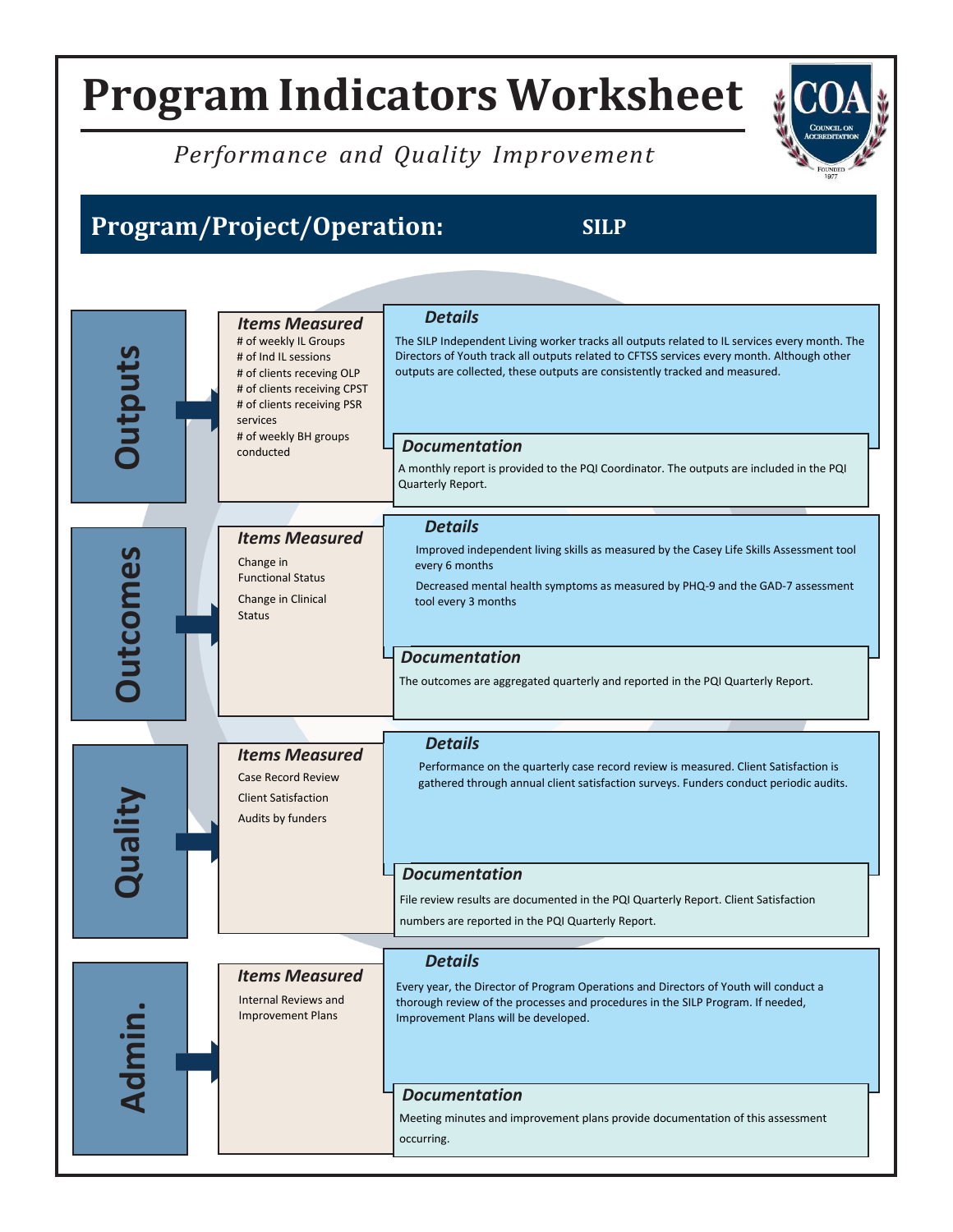# Program Indicators Worksheet

*Performance and Quality Improvement*

## Program/Project/Operation: SILP

## Outputs

### *Items Measured*

- # of weekly IL Groups
- # of Ind IL sessions
- # of clients receving OLP
- # of clients receiving CPST
- # of clients receiving PSR services
- # of weekly BH groups conducted

### *Details*

The SILP Independent Living worker tracks all outputs related to IL services every month. The Directors of Youth track all outputs related to CFTSS services every month. Although other outputs are collected, these outputs are consistently tracked and measured.

### *Documentation*

A monthly report is provided to the PQI Coordinator. The outputs are included in the PQI Quarterly Report.

## Outcomes

### *Items Measured*

Change in Functional Status

Change in Clinical Status

### *Details*

Improved independent living skills as measured by the Casey Life Skills Assessment tool every 6 months

Decreased mental health symptoms as measured by PHQ-9 and the GAD-7 assessment tool every 3 months

### *Documentation*

The outcomes are aggregated quarterly and reported in the PQI Quarterly Report.

## Quality

### *Items Measured*

Case Record Review

Client Satisfaction

Audits by funders

### *Details*

Performance on the quarterly case record review is measured. Client Satisfaction is gathered through annual client satisfaction surveys. Funders conduct periodic audits.

### *Documentation*

File review results are documented in the PQI Quarterly Report. Client Satisfaction numbers are reported in the PQI Quarterly Report.

## Admin.

### *Items Measured*

Internal Reviews and Improvement Plans

### *Details*

Every year, the Director of Program Operations and Directors of Youth will conduct a thorough review of the processes and procedures in the SILP Program. If needed, Improvement Plans will be developed.

### *Documentation*

Meeting minutes and improvement plans provide documentation of this assessment occurring.